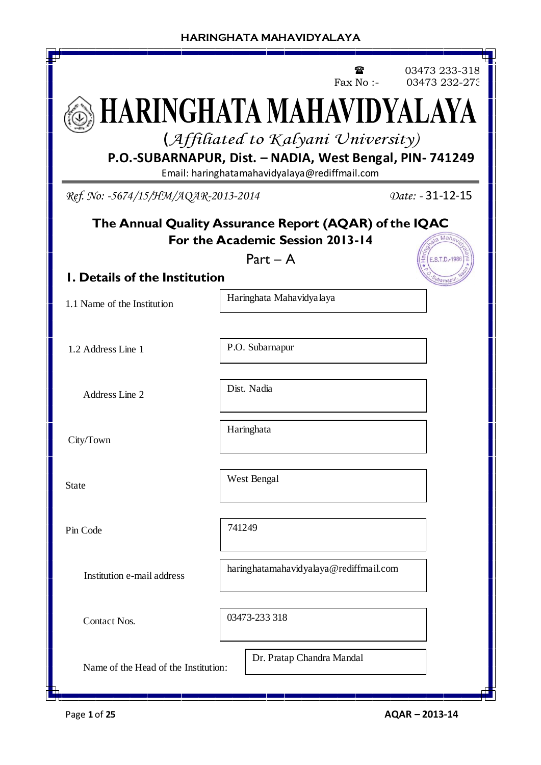☎ 03473 233-318
Fax No :- 03473 232-273

# HARINGHATA MAHAVIDYALAYA

*(Affiliated to Kalyani University)*

**P.O.-SUBARNAPUR, Dist. – NADIA, West Bengal, PIN- 741249**

Email: haringhatamahavidyalaya@rediffmail.com

*Ref. No: -5674/15/HM/AQAR-2013-2014* *Date: -* 31-12-15

## The Annual Quality Assurance Report (AQAR) of the IQAC
## For the Academic Session 2013-14

Part – A

### 1. Details of the Institution

| | |
|---|---|
| 1.1 Name of the Institution | Haringhata Mahavidyalaya |
| 1.2 Address Line 1 | P.O. Subarnapur |
| Address Line 2 | Dist. Nadia |
| City/Town | Haringhata |
| State | West Bengal |
| Pin Code | 741249 |
| Institution e-mail address | haringhatamahavidyalaya@rediffmail.com |
| Contact Nos. | 03473-233 318 |
| Name of the Head of the Institution: | Dr. Pratap Chandra Mandal |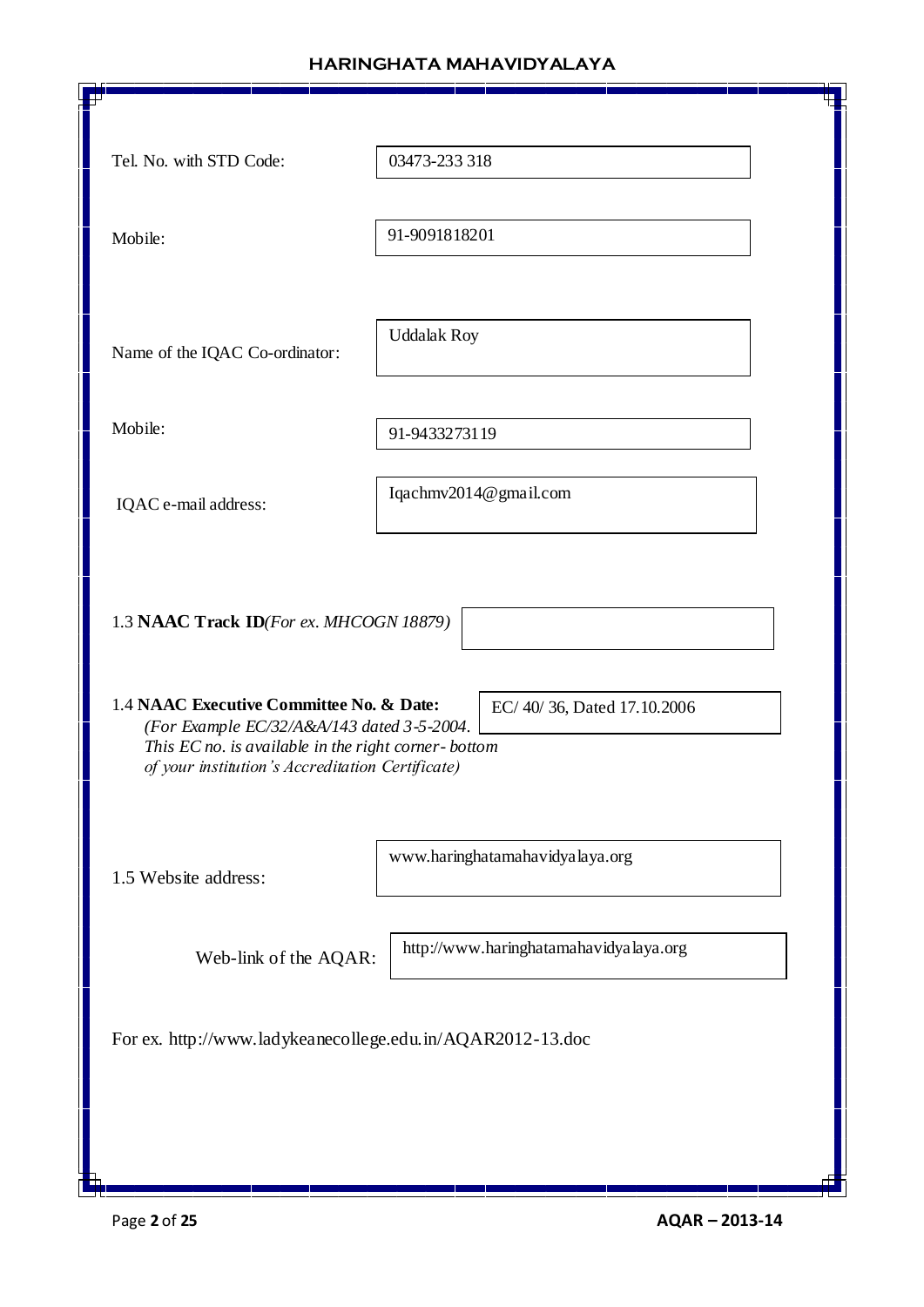| | |
|---|---|
| Tel. No. with STD Code: | 03473-233 318 |
| Mobile: | 91-9091818201 |
| Name of the IQAC Co-ordinator: | Uddalak Roy |
| Mobile: | 91-9433273119 |
| IQAC e-mail address: | Iqachmv2014@gmail.com |

1.3 **NAACTrack ID**(*For ex. MHCOGN 18879)*

1.4 **NAAC Executive Committee No. & Date:** EC/ 40/ 36, Dated 17.10.2006

*(For Example EC/32/A&A/143 dated 3-5-2004. This EC no. is available in the right corner- bottom of your institution's Accreditation Certificate)*

1.5 Website address: www.haringhatamahavidyalaya.org

Web-link of the AQAR: http://www.haringhatamahavidyalaya.org

For ex. http://www.ladykeanecollege.edu.in/AQAR2012-13.doc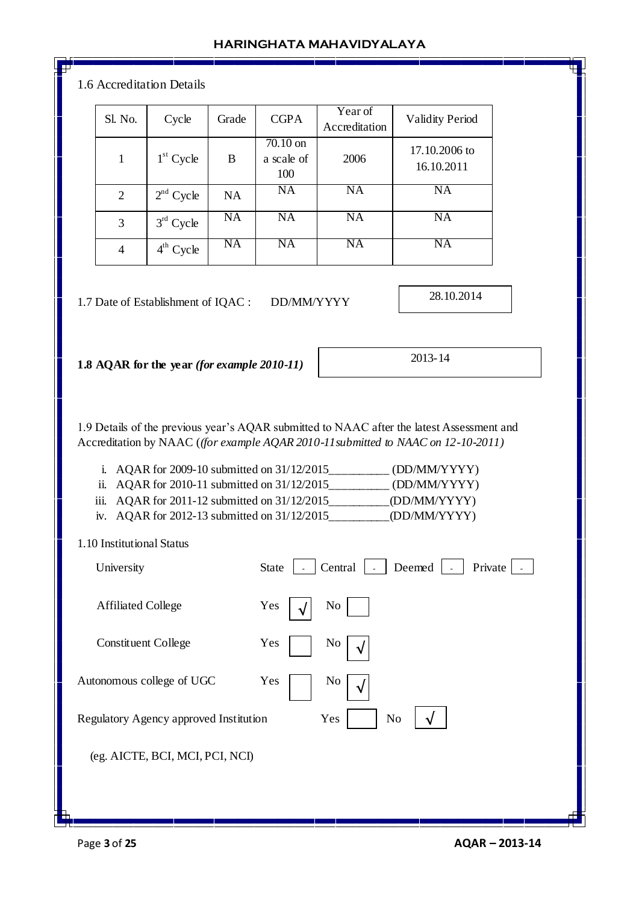1.6 Accreditation Details

| Sl. No. | Cycle | Grade | CGPA | Year of Accreditation | Validity Period |
|---|---|---|---|---|---|
| 1 | 1st Cycle | B | 70.10 on a scale of 100 | 2006 | 17.10.2006 to 16.10.2011 |
| 2 | 2nd Cycle | NA | NA | NA | NA |
| 3 | 3rd Cycle | NA | NA | NA | NA |
| 4 | 4th Cycle | NA | NA | NA | NA |

1.7 Date of Establishment of IQAC : DD/MM/YYYY 28.10.2014

**1.8 AQAR for the year *(for example 2010-11)*** 2013-14

1.9 Details of the previous year's AQAR submitted to NAAC after the latest Assessment and Accreditation by NAAC (*(for example AQAR 2010-11 submitted to NAAC on 12-10-2011)*

i. AQAR for 2009-10 submitted on 31/12/2015__________ (DD/MM/YYYY)
ii. AQAR for 2010-11 submitted on 31/12/2015__________ (DD/MM/YYYY)
iii. AQAR for 2011-12 submitted on 31/12/2015__________(DD/MM/YYYY)
iv. AQAR for 2012-13 submitted on 31/12/2015__________(DD/MM/YYYY)

1.10 Institutional Status

University State [ - ] Central [ - ] Deemed [ - ] Private [ - ]

Affiliated College Yes [√] No [ ]

Constituent College Yes [ ] No [√]

Autonomous college of UGC Yes [ ] No [√]

Regulatory Agency approved Institution Yes [ ] No [√]

(eg. AICTE, BCI, MCI, PCI, NCI)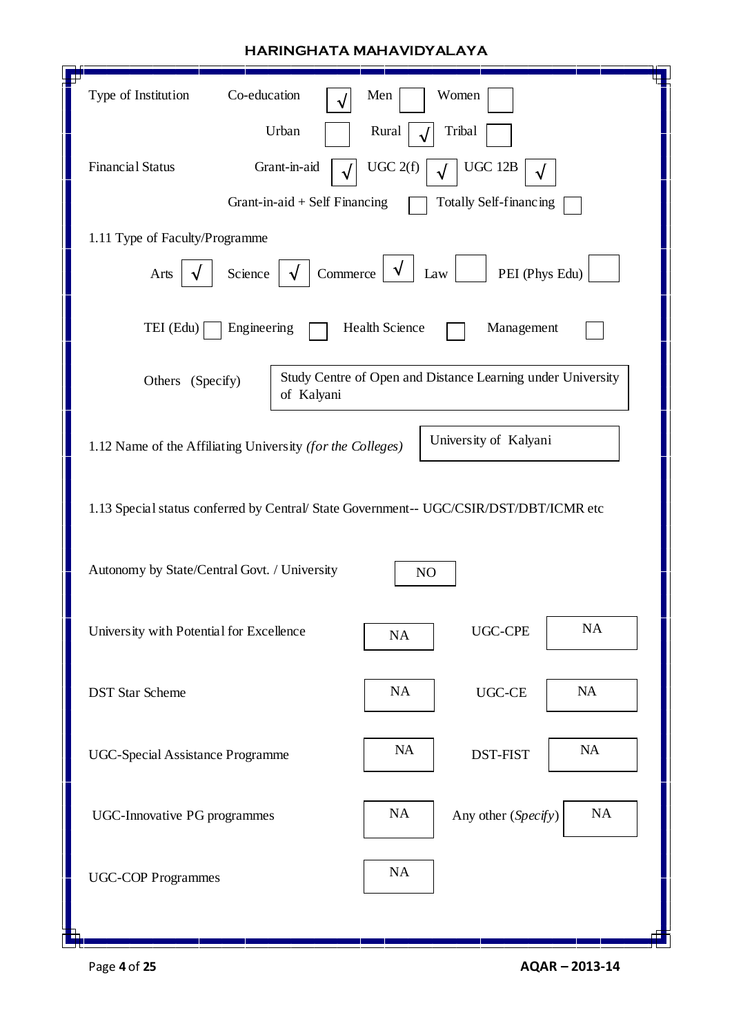Type of Institution: Co-education √ | Men | Women

Urban | Rural √ | Tribal

Financial Status: Grant-in-aid √ | UGC 2(f) √ | UGC 12B √

Grant-in-aid + Self Financing | Totally Self-financing

1.11 Type of Faculty/Programme

Arts √ | Science √ | Commerce √ | Law | PEI (Phys Edu)

TEI (Edu) | Engineering | Health Science | Management

Others (Specify): Study Centre of Open and Distance Learning under University of Kalyani

1.12 Name of the Affiliating University *(for the Colleges)*: University of Kalyani

1.13 Special status conferred by Central/ State Government-- UGC/CSIR/DST/DBT/ICMR etc

| | | | |
|---|---|---|---|
| Autonomy by State/Central Govt. / University | NO | | |
| University with Potential for Excellence | NA | UGC-CPE | NA |
| DST Star Scheme | NA | UGC-CE | NA |
| UGC-Special Assistance Programme | NA | DST-FIST | NA |
| UGC-Innovative PG programmes | NA | Any other (*Specify*) | NA |
| UGC-COP Programmes | NA | | |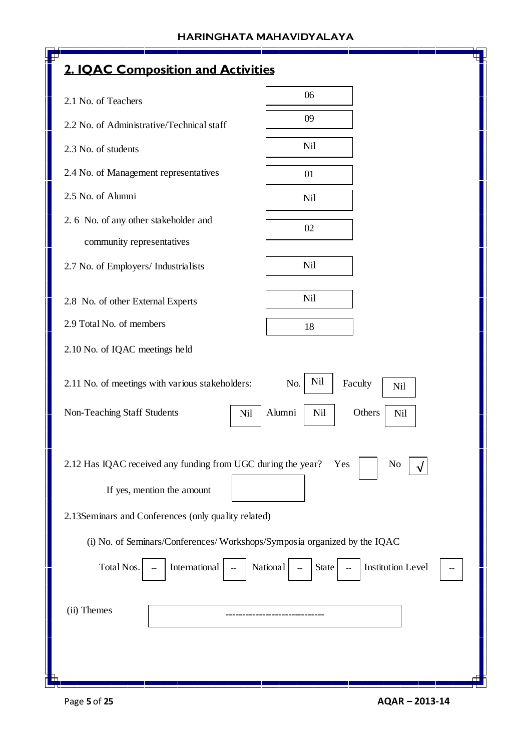## 2. IQAC Composition and Activities

| Item | Value |
|---|---|
| 2.1 No. of Teachers | 06 |
| 2.2 No. of Administrative/Technical staff | 09 |
| 2.3 No. of students | Nil |
| 2.4 No. of Management representatives | 01 |
| 2.5 No. of Alumni | Nil |
| 2.6 No. of any other stakeholder and community representatives | 02 |
| 2.7 No. of Employers/ Industrialists | Nil |
| 2.8 No. of other External Experts | Nil |
| 2.9 Total No. of members | 18 |
| 2.10 No. of IQAC meetings held | |

2.11 No. of meetings with various stakeholders: No. Nil Faculty Nil

Non-Teaching Staff Students Nil Alumni Nil Others Nil

2.12 Has IQAC received any funding from UGC during the year? Yes [ ] No [√]

If yes, mention the amount [ ]

2.13 Seminars and Conferences (only quality related)

(i) No. of Seminars/Conferences/ Workshops/Symposia organized by the IQAC

| Total Nos. | International | National | State | Institution Level |
|---|---|---|---|---|
| -- | -- | -- | -- | -- |

(ii) Themes -----------------------------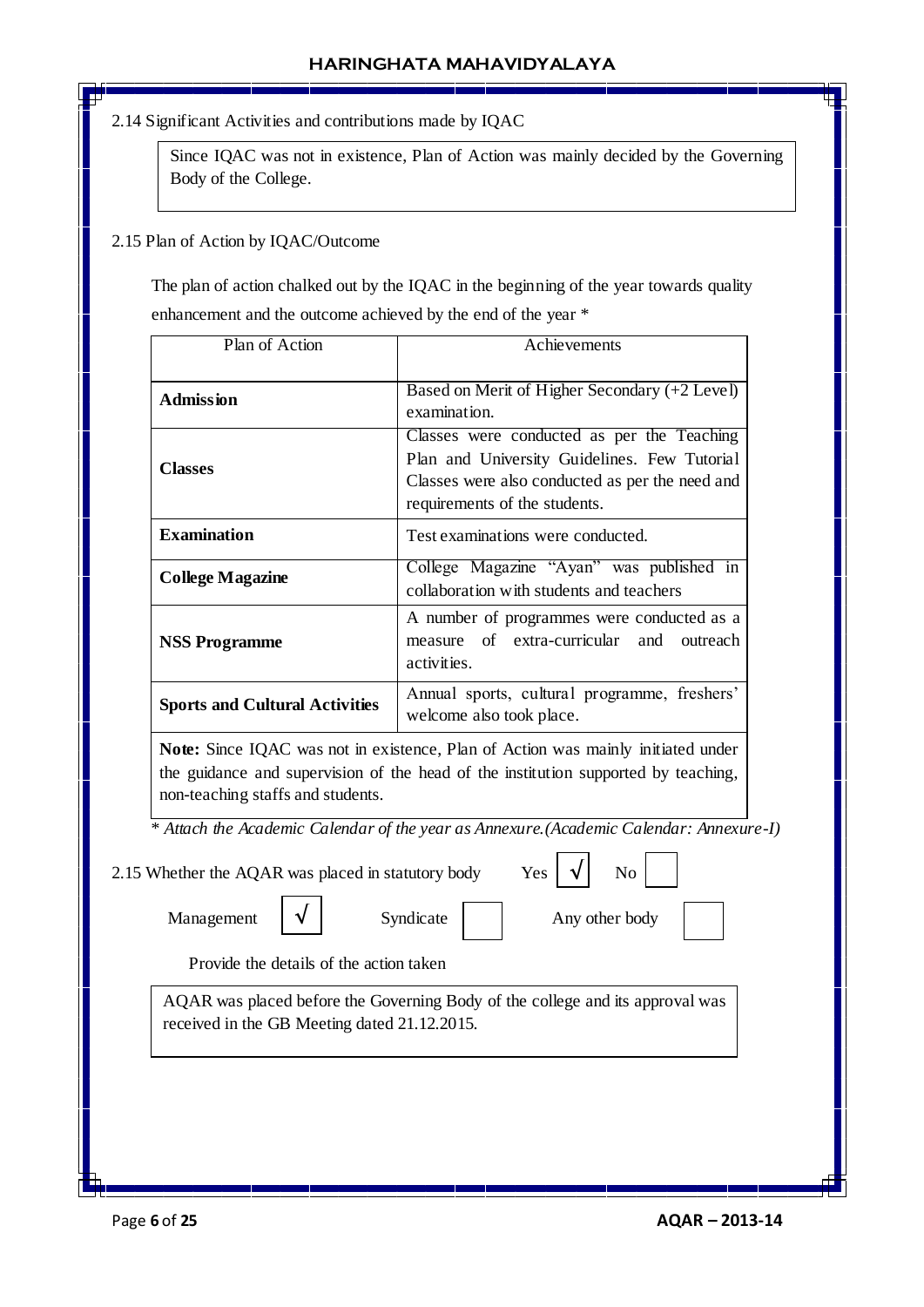2.14 Significant Activities and contributions made by IQAC

Since IQAC was not in existence, Plan of Action was mainly decided by the Governing Body of the College.

2.15 Plan of Action by IQAC/Outcome

The plan of action chalked out by the IQAC in the beginning of the year towards quality enhancement and the outcome achieved by the end of the year *

| Plan of Action | Achievements |
|---|---|
| **Admission** | Based on Merit of Higher Secondary (+2 Level) examination. |
| **Classes** | Classes were conducted as per the Teaching Plan and University Guidelines. Few Tutorial Classes were also conducted as per the need and requirements of the students. |
| **Examination** | Test examinations were conducted. |
| **College Magazine** | College Magazine "Ayan" was published in collaboration with students and teachers |
| **NSS Programme** | A number of programmes were conducted as a measure of extra-curricular and outreach activities. |
| **Sports and Cultural Activities** | Annual sports, cultural programme, freshers' welcome also took place. |

**Note:** Since IQAC was not in existence, Plan of Action was mainly initiated under the guidance and supervision of the head of the institution supported by teaching, non-teaching staffs and students.

*\* Attach the Academic Calendar of the year as Annexure.(Academic Calendar: Annexure-I)*

2.15 Whether the AQAR was placed in statutory body Yes [√] No [ ]

Management [√] Syndicate [ ] Any other body [ ]

Provide the details of the action taken

AQAR was placed before the Governing Body of the college and its approval was received in the GB Meeting dated 21.12.2015.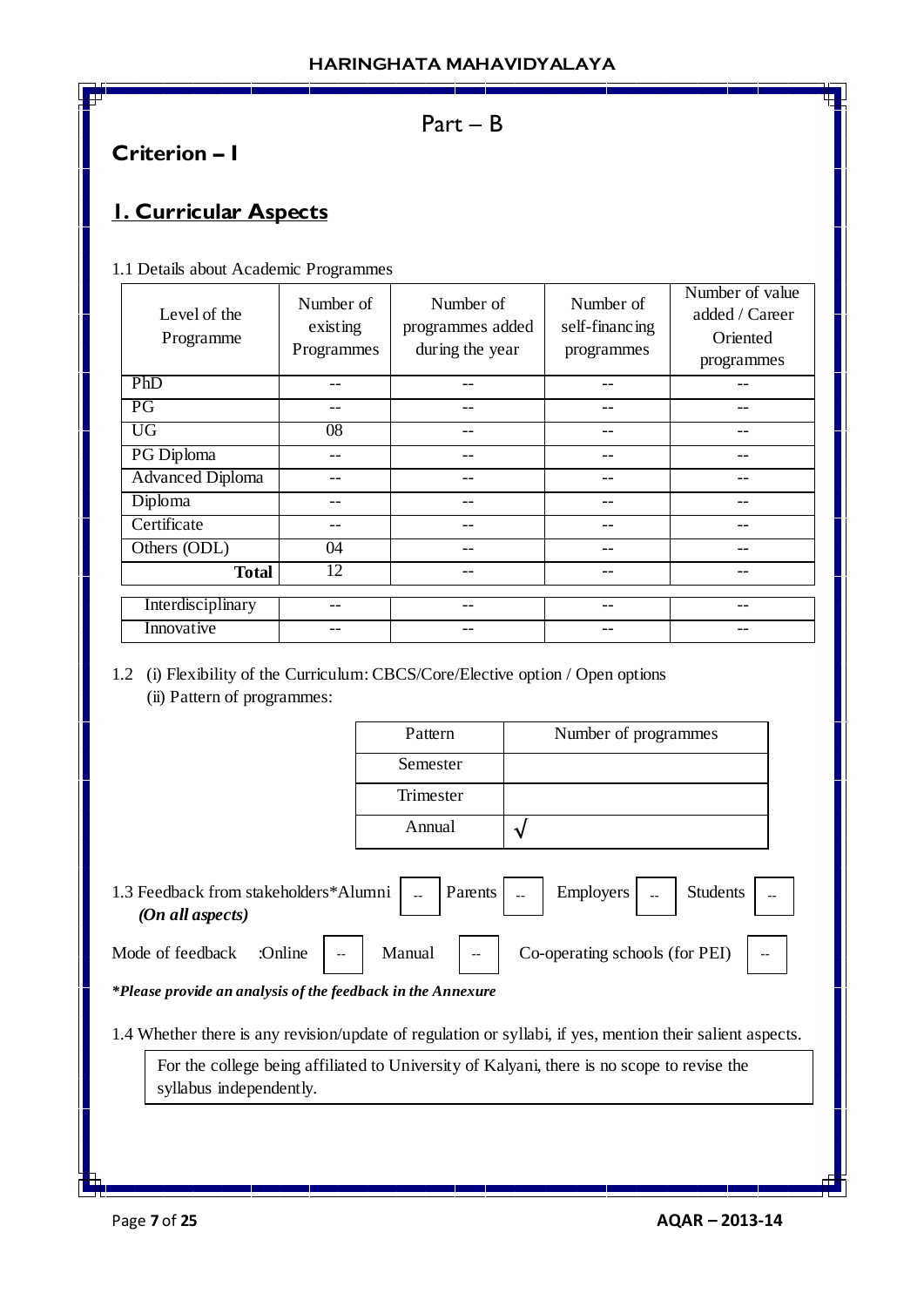# Part – B

## Criterion – I

## I. Curricular Aspects

1.1 Details about Academic Programmes

| Level of the Programme | Number of existing Programmes | Number of programmes added during the year | Number of self-financing programmes | Number of value added / Career Oriented programmes |
|---|---|---|---|---|
| PhD | -- | -- | -- | -- |
| PG | -- | -- | -- | -- |
| UG | 08 | -- | -- | -- |
| PG Diploma | -- | -- | -- | -- |
| Advanced Diploma | -- | -- | -- | -- |
| Diploma | -- | -- | -- | -- |
| Certificate | -- | -- | -- | -- |
| Others (ODL) | 04 | -- | -- | -- |
| **Total** | 12 | -- | -- | -- |
| Interdisciplinary | -- | -- | -- | -- |
| Innovative | -- | -- | -- | -- |

1.2 (i) Flexibility of the Curriculum: CBCS/Core/Elective option / Open options

(ii) Pattern of programmes:

| Pattern | Number of programmes |
|---|---|
| Semester | |
| Trimester | |
| Annual | √ |

1.3 Feedback from stakeholders* Alumni -- Parents -- Employers -- Students --
*(On all aspects)*

Mode of feedback :Online -- Manual -- Co-operating schools (for PEI) --

***Please provide an analysis of the feedback in the Annexure***

1.4 Whether there is any revision/update of regulation or syllabi, if yes, mention their salient aspects.

For the college being affiliated to University of Kalyani, there is no scope to revise the syllabus independently.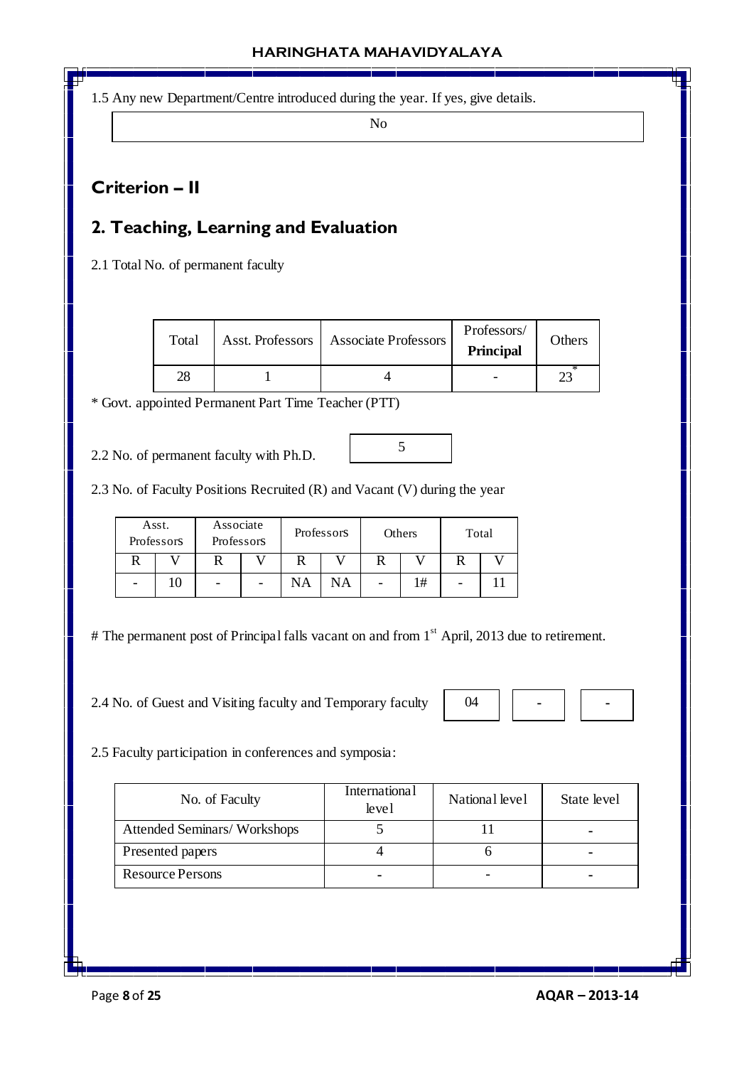1.5 Any new Department/Centre introduced during the year. If yes, give details.

| No |
|---|

## Criterion – II

## 2. Teaching, Learning and Evaluation

2.1 Total No. of permanent faculty

| Total | Asst. Professors | Associate Professors | Professors/ **Principal** | Others |
|---|---|---|---|---|
| 28 | 1 | 4 | - | 23* |

\* Govt. appointed Permanent Part Time Teacher (PTT)

2.2 No. of permanent faculty with Ph.D. | 5 |

2.3 No. of Faculty Positions Recruited (R) and Vacant (V) during the year

| Asst. Professors | | Associate Professors | | Professors | | Others | | Total | |
|---|---|---|---|---|---|---|---|---|---|
| R | V | R | V | R | V | R | V | R | V |
| - | 10 | - | - | NA | NA | - | 1# | - | 11 |

# The permanent post of Principal falls vacant on and from 1st April, 2013 due to retirement.

2.4 No. of Guest and Visiting faculty and Temporary faculty | 04 | - | - |

2.5 Faculty participation in conferences and symposia:

| No. of Faculty | International level | National level | State level |
|---|---|---|---|
| Attended Seminars/ Workshops | 5 | 11 | - |
| Presented papers | 4 | 6 | - |
| Resource Persons | - | - | - |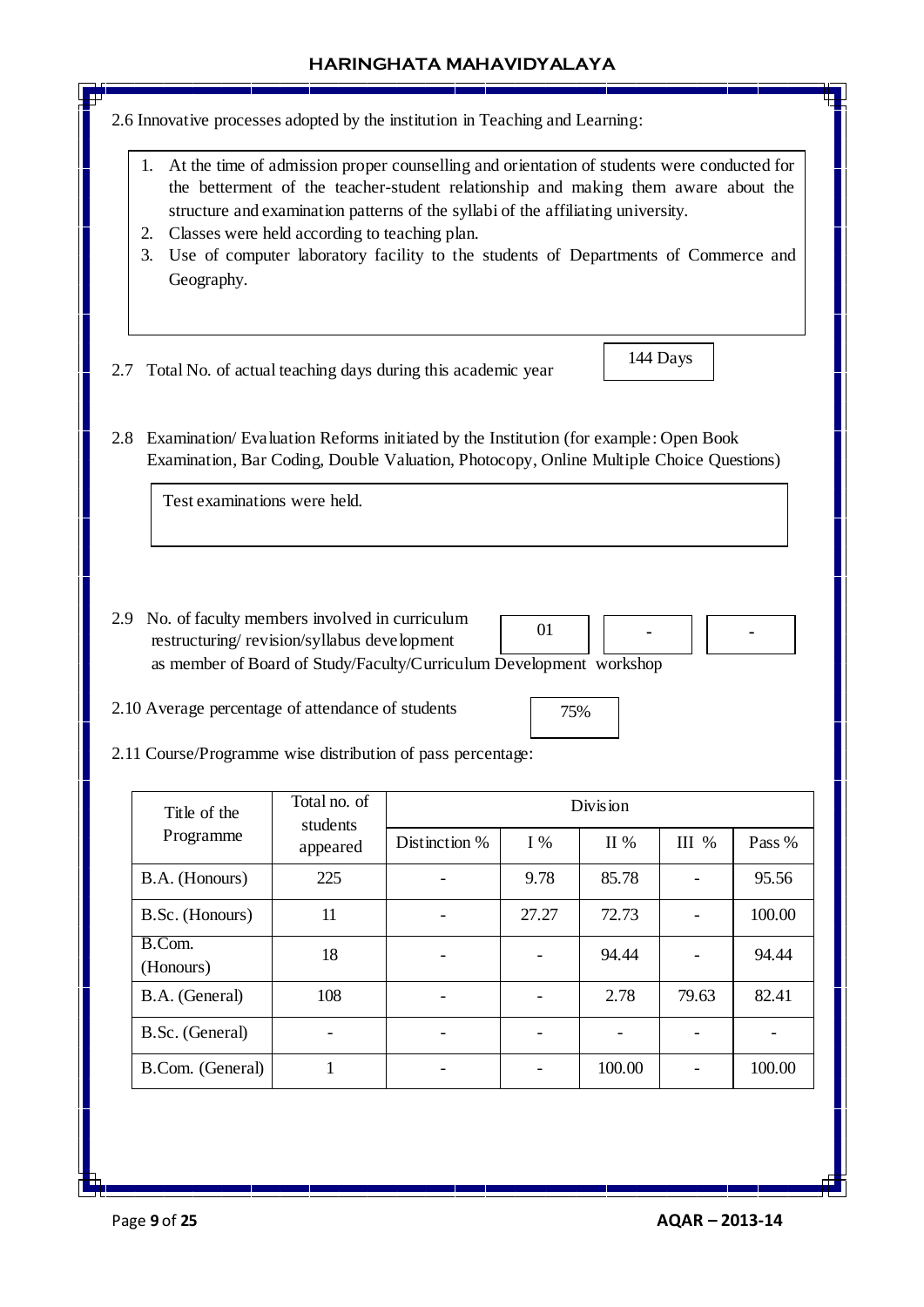2.6 Innovative processes adopted by the institution in Teaching and Learning:

1. At the time of admission proper counselling and orientation of students were conducted for the betterment of the teacher-student relationship and making them aware about the structure and examination patterns of the syllabi of the affiliating university.
2. Classes were held according to teaching plan.
3. Use of computer laboratory facility to the students of Departments of Commerce and Geography.

2.7 Total No. of actual teaching days during this academic year: 144 Days

2.8 Examination/ Evaluation Reforms initiated by the Institution (for example: Open Book Examination, Bar Coding, Double Valuation, Photocopy, Online Multiple Choice Questions)

Test examinations were held.

2.9 No. of faculty members involved in curriculum restructuring/ revision/syllabus development as member of Board of Study/Faculty/Curriculum Development workshop

| 01 | - | - |
|---|---|---|

2.10 Average percentage of attendance of students: 75%

2.11 Course/Programme wise distribution of pass percentage:

| Title of the Programme | Total no. of students appeared | Division | | | | |
|---|---|---|---|---|---|---|
| | | Distinction % | I % | II % | III % | Pass % |
| B.A. (Honours) | 225 | - | 9.78 | 85.78 | - | 95.56 |
| B.Sc. (Honours) | 11 | - | 27.27 | 72.73 | - | 100.00 |
| B.Com. (Honours) | 18 | - | - | 94.44 | - | 94.44 |
| B.A. (General) | 108 | - | - | 2.78 | 79.63 | 82.41 |
| B.Sc. (General) | - | - | - | - | - | - |
| B.Com. (General) | 1 | - | - | 100.00 | - | 100.00 |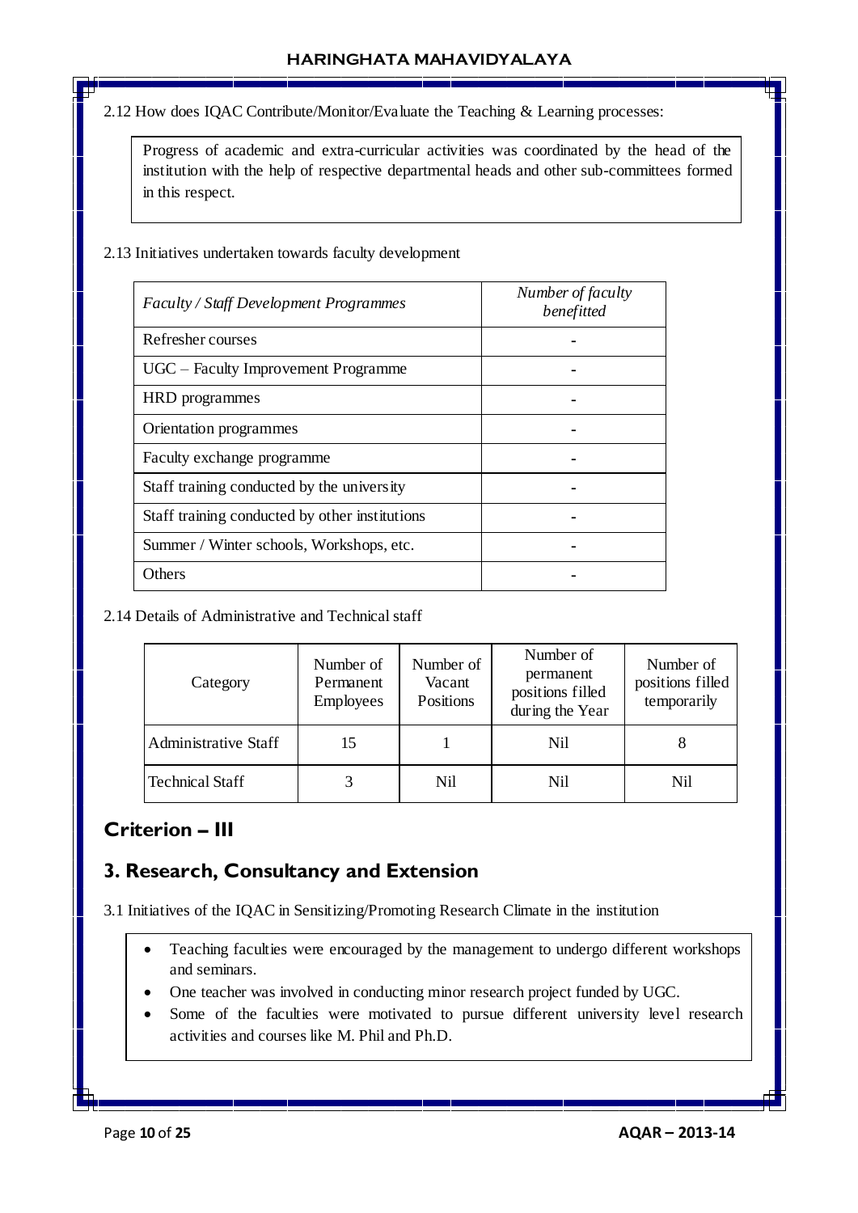2.12 How does IQAC Contribute/Monitor/Evaluate the Teaching & Learning processes:

Progress of academic and extra-curricular activities was coordinated by the head of the institution with the help of respective departmental heads and other sub-committees formed in this respect.

2.13 Initiatives undertaken towards faculty development

| *Faculty / Staff Development Programmes* | *Number of faculty benefitted* |
|---|---|
| Refresher courses | - |
| UGC – Faculty Improvement Programme | - |
| HRD programmes | - |
| Orientation programmes | - |
| Faculty exchange programme | - |
| Staff training conducted by the university | - |
| Staff training conducted by other institutions | - |
| Summer / Winter schools, Workshops, etc. | - |
| Others | - |

2.14 Details of Administrative and Technical staff

| Category | Number of Permanent Employees | Number of Vacant Positions | Number of permanent positions filled during the Year | Number of positions filled temporarily |
|---|---|---|---|---|
| Administrative Staff | 15 | 1 | Nil | 8 |
| Technical Staff | 3 | Nil | Nil | Nil |

## Criterion – III

## 3. Research, Consultancy and Extension

3.1 Initiatives of the IQAC in Sensitizing/Promoting Research Climate in the institution

- Teaching faculties were encouraged by the management to undergo different workshops and seminars.
- One teacher was involved in conducting minor research project funded by UGC.
- Some of the faculties were motivated to pursue different university level research activities and courses like M. Phil and Ph.D.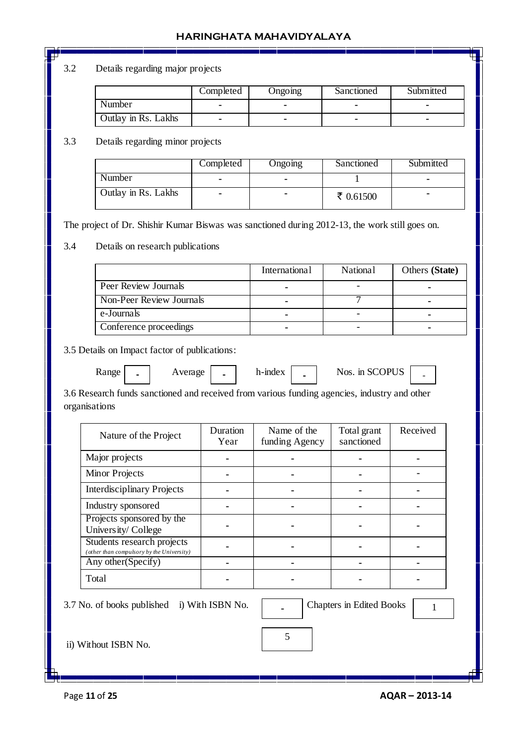3.2 Details regarding major projects

| | Completed | Ongoing | Sanctioned | Submitted |
|---|---|---|---|---|
| Number | - | - | - | - |
| Outlay in Rs. Lakhs | - | - | - | - |

3.3 Details regarding minor projects

| | Completed | Ongoing | Sanctioned | Submitted |
|---|---|---|---|---|
| Number | - | - | 1 | - |
| Outlay in Rs. Lakhs | - | - | ₹ 0.61500 | - |

The project of Dr. Shishir Kumar Biswas was sanctioned during 2012-13, the work still goes on.

3.4 Details on research publications

| | International | National | Others **(State)** |
|---|---|---|---|
| Peer Review Journals | - | - | - |
| Non-Peer Review Journals | - | 7 | - |
| e-Journals | - | - | - |
| Conference proceedings | - | - | - |

3.5 Details on Impact factor of publications:

Range - Average - h-index - Nos. in SCOPUS -

3.6 Research funds sanctioned and received from various funding agencies, industry and other organisations

| Nature of the Project | Duration Year | Name of the funding Agency | Total grant sanctioned | Received |
|---|---|---|---|---|
| Major projects | - | - | - | - |
| Minor Projects | - | - | - | - |
| Interdisciplinary Projects | - | - | - | - |
| Industry sponsored | - | - | - | - |
| Projects sponsored by the University/ College | - | - | - | - |
| Students research projects *(other than compulsory by the University)* | - | - | - | - |
| Any other(Specify) | - | - | - | - |
| Total | - | - | - | - |

3.7 No. of books published i) With ISBN No. - Chapters in Edited Books 1

ii) Without ISBN No. 5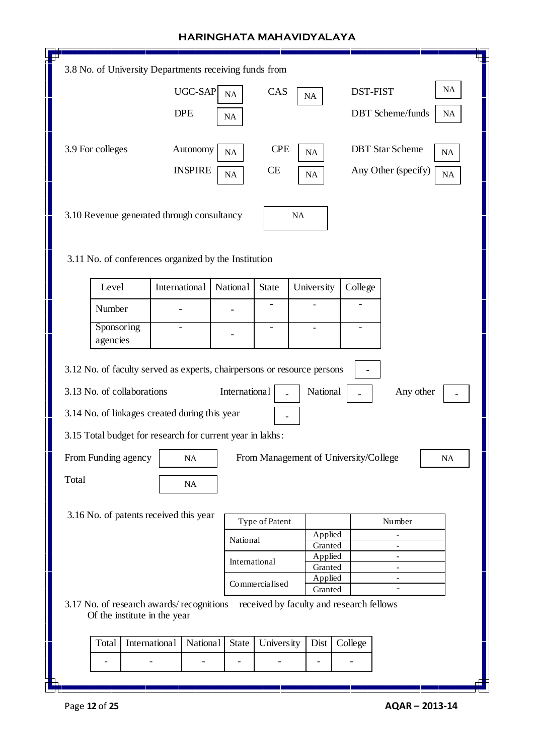3.8 No. of University Departments receiving funds from

| | | | | | |
|---|---|---|---|---|---|
| UGC-SAP | NA | CAS | NA | DST-FIST | NA |
| DPE | NA | | | DBT Scheme/funds | NA |

3.9 For colleges

| | | | | | |
|---|---|---|---|---|---|
| Autonomy | NA | CPE | NA | DBT Star Scheme | NA |
| INSPIRE | NA | CE | NA | Any Other (specify) | NA |

3.10 Revenue generated through consultancy: NA

3.11 No. of conferences organized by the Institution

| Level | International | National | State | University | College |
|---|---|---|---|---|---|
| Number | - | - | - | - | - |
| Sponsoring agencies | - | - | - | - | - |

3.12 No. of faculty served as experts, chairpersons or resource persons: -

3.13 No. of collaborations — International: - National: - Any other: -

3.14 No. of linkages created during this year: -

3.15 Total budget for research for current year in lakhs:

From Funding agency: NA From Management of University/College: NA

Total: NA

3.16 No. of patents received this year

| Type of Patent | | Number |
|---|---|---|
| National | Applied | - |
| | Granted | - |
| International | Applied | - |
| | Granted | - |
| Commercialised | Applied | - |
| | Granted | - |

3.17 No. of research awards/ recognitions received by faculty and research fellows Of the institute in the year

| Total | International | National | State | University | Dist | College |
|---|---|---|---|---|---|---|
| - | - | - | - | - | - | - |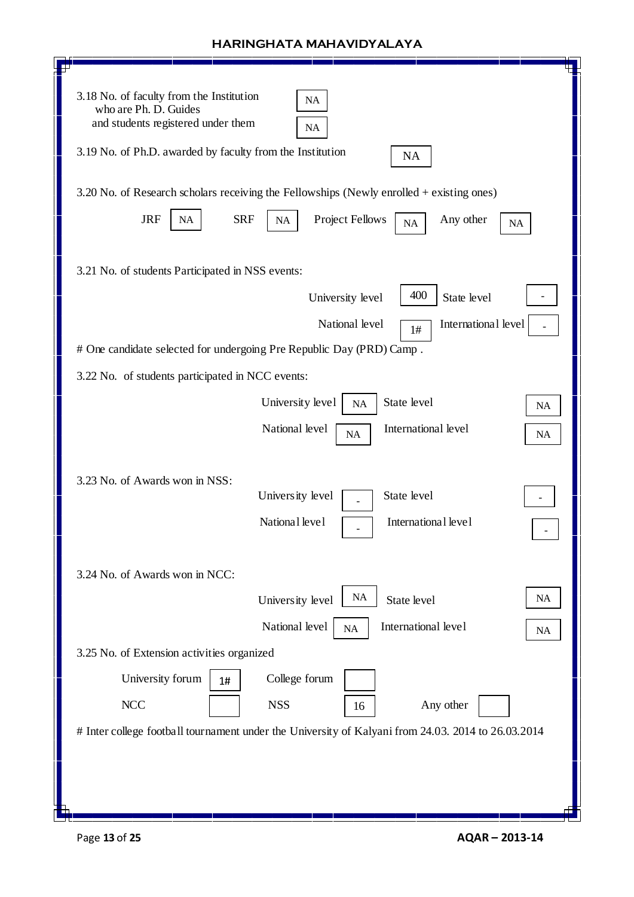3.18 No. of faculty from the Institution who are Ph. D. Guides and students registered under them

| | |
|---|---|
| No. of faculty who are Ph. D. Guides | NA |
| Students registered under them | NA |

3.19 No. of Ph.D. awarded by faculty from the Institution: NA

3.20 No. of Research scholars receiving the Fellowships (Newly enrolled + existing ones)

| JRF | SRF | Project Fellows | Any other |
|---|---|---|---|
| NA | NA | NA | NA |

3.21 No. of students Participated in NSS events:

| University level | State level | National level | International level |
|---|---|---|---|
| 400 | - | 1# | - |

# One candidate selected for undergoing Pre Republic Day (PRD) Camp .

3.22 No. of students participated in NCC events:

| University level | State level | National level | International level |
|---|---|---|---|
| NA | NA | NA | NA |

3.23 No. of Awards won in NSS:

| University level | State level | National level | International level |
|---|---|---|---|
| - | - | - | - |

3.24 No. of Awards won in NCC:

| University level | State level | National level | International level |
|---|---|---|---|
| NA | NA | NA | NA |

3.25 No. of Extension activities organized

| University forum | College forum | NCC | NSS | Any other |
|---|---|---|---|---|
| 1# | | | 16 | |

# Inter college football tournament under the University of Kalyani from 24.03. 2014 to 26.03.2014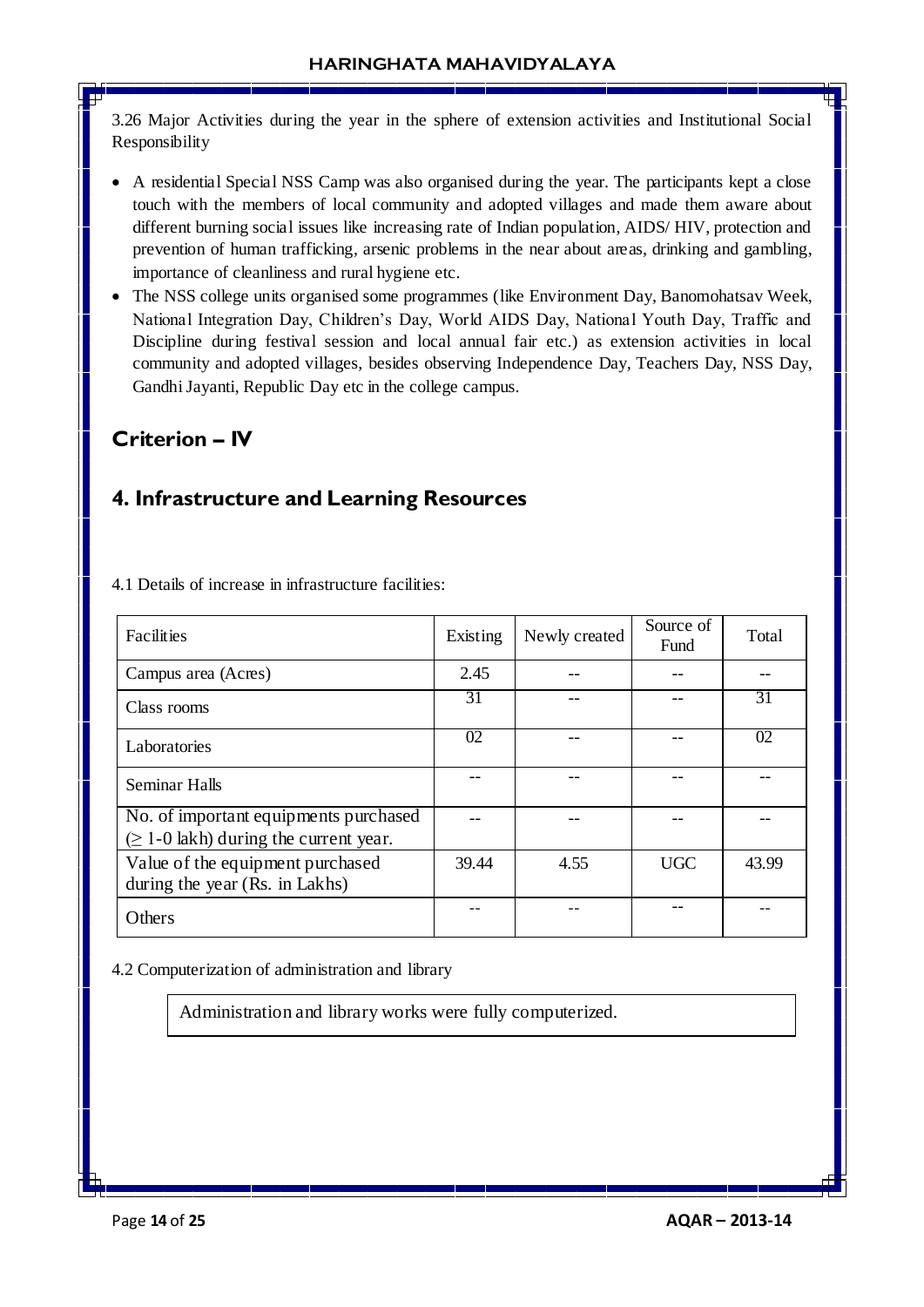3.26 Major Activities during the year in the sphere of extension activities and Institutional Social Responsibility

- A residential Special NSS Camp was also organised during the year. The participants kept a close touch with the members of local community and adopted villages and made them aware about different burning social issues like increasing rate of Indian population, AIDS/ HIV, protection and prevention of human trafficking, arsenic problems in the near about areas, drinking and gambling, importance of cleanliness and rural hygiene etc.
- The NSS college units organised some programmes (like Environment Day, Banomohatsav Week, National Integration Day, Children's Day, World AIDS Day, National Youth Day, Traffic and Discipline during festival session and local annual fair etc.) as extension activities in local community and adopted villages, besides observing Independence Day, Teachers Day, NSS Day, Gandhi Jayanti, Republic Day etc in the college campus.

# Criterion – IV

## 4. Infrastructure and Learning Resources

4.1 Details of increase in infrastructure facilities:

| Facilities | Existing | Newly created | Source of Fund | Total |
|---|---|---|---|---|
| Campus area (Acres) | 2.45 | -- | -- | -- |
| Class rooms | 31 | -- | -- | 31 |
| Laboratories | 02 | -- | -- | 02 |
| Seminar Halls | -- | -- | -- | -- |
| No. of important equipments purchased (≥ 1-0 lakh) during the current year. | -- | -- | -- | -- |
| Value of the equipment purchased during the year (Rs. in Lakhs) | 39.44 | 4.55 | UGC | 43.99 |
| Others | -- | -- | -- | -- |

4.2 Computerization of administration and library

Administration and library works were fully computerized.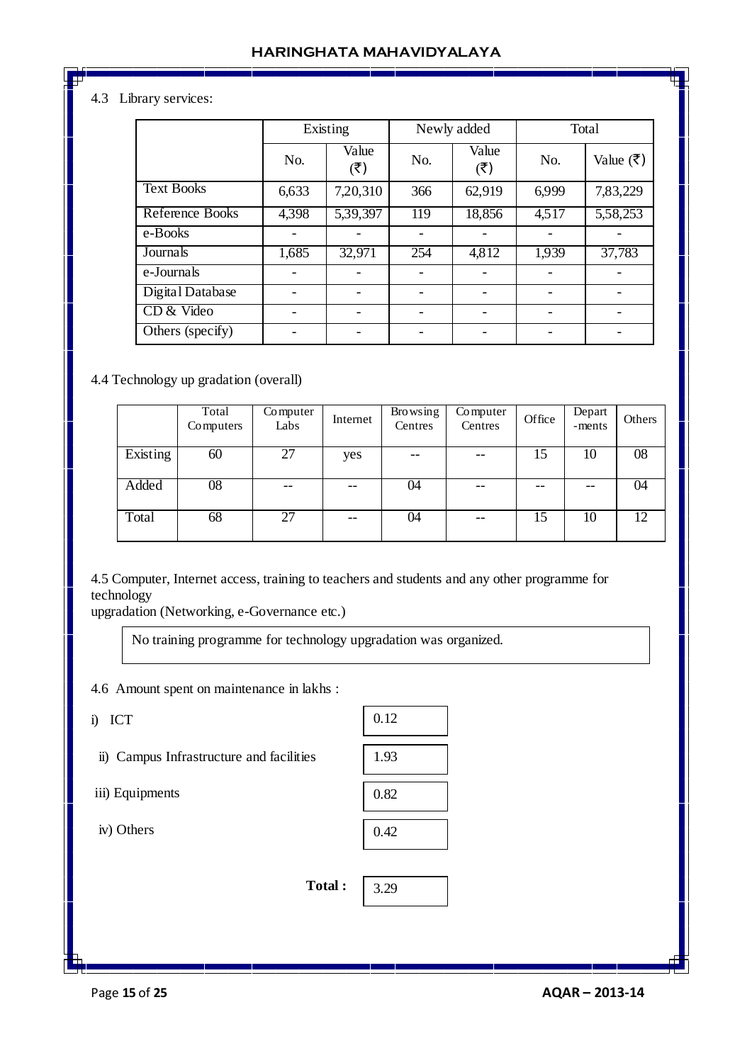4.3 Library services:

| | Existing | | Newly added | | Total | |
|---|---|---|---|---|---|---|
| | No. | Value (₹) | No. | Value (₹) | No. | Value (₹) |
| Text Books | 6,633 | 7,20,310 | 366 | 62,919 | 6,999 | 7,83,229 |
| Reference Books | 4,398 | 5,39,397 | 119 | 18,856 | 4,517 | 5,58,253 |
| e-Books | - | - | - | - | - | - |
| Journals | 1,685 | 32,971 | 254 | 4,812 | 1,939 | 37,783 |
| e-Journals | - | - | - | - | - | - |
| Digital Database | - | - | - | - | - | - |
| CD & Video | - | - | - | - | - | - |
| Others (specify) | - | - | - | - | - | - |

4.4 Technology up gradation (overall)

| | Total Computers | Computer Labs | Internet | Browsing Centres | Computer Centres | Office | Depart -ments | Others |
|---|---|---|---|---|---|---|---|---|
| Existing | 60 | 27 | yes | -- | -- | 15 | 10 | 08 |
| Added | 08 | -- | -- | 04 | -- | -- | -- | 04 |
| Total | 68 | 27 | -- | 04 | -- | 15 | 10 | 12 |

4.5 Computer, Internet access, training to teachers and students and any other programme for technology
upgradation (Networking, e-Governance etc.)

No training programme for technology upgradation was organized.

4.6 Amount spent on maintenance in lakhs :

i) ICT: 0.12

ii) Campus Infrastructure and facilities: 1.93

iii) Equipments: 0.82

iv) Others: 0.42

**Total :** 3.29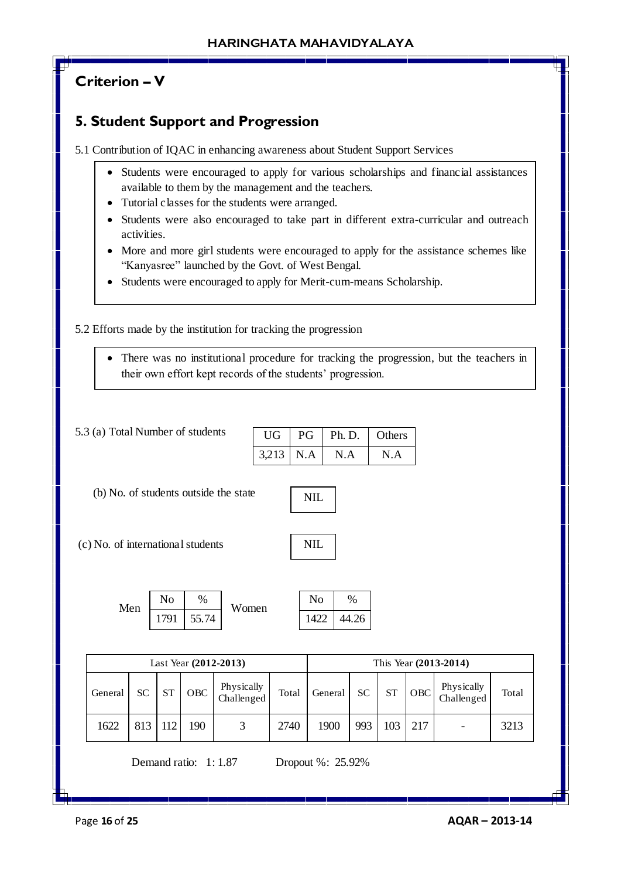## Criterion – V

## 5. Student Support and Progression

5.1 Contribution of IQAC in enhancing awareness about Student Support Services

- Students were encouraged to apply for various scholarships and financial assistances available to them by the management and the teachers.
- Tutorial classes for the students were arranged.
- Students were also encouraged to take part in different extra-curricular and outreach activities.
- More and more girl students were encouraged to apply for the assistance schemes like "Kanyasree" launched by the Govt. of West Bengal.
- Students were encouraged to apply for Merit-cum-means Scholarship.

5.2 Efforts made by the institution for tracking the progression

- There was no institutional procedure for tracking the progression, but the teachers in their own effort kept records of the students' progression.

5.3 (a) Total Number of students

| UG | PG | Ph. D. | Others |
|---|---|---|---|
| 3,213 | N.A | N.A | N.A |

(b) No. of students outside the state: NIL

(c) No. of international students: NIL

Men

| No | % |
|---|---|
| 1791 | 55.74 |

Women

| No | % |
|---|---|
| 1422 | 44.26 |

| Last Year (2012-2013) | | | | | | This Year (2013-2014) | | | | | |
|---|---|---|---|---|---|---|---|---|---|---|---|
| General | SC | ST | OBC | Physically Challenged | Total | General | SC | ST | OBC | Physically Challenged | Total |
| 1622 | 813 | 112 | 190 | 3 | 2740 | 1900 | 993 | 103 | 217 | - | 3213 |

Demand ratio: 1: 1.87    Dropout %: 25.92%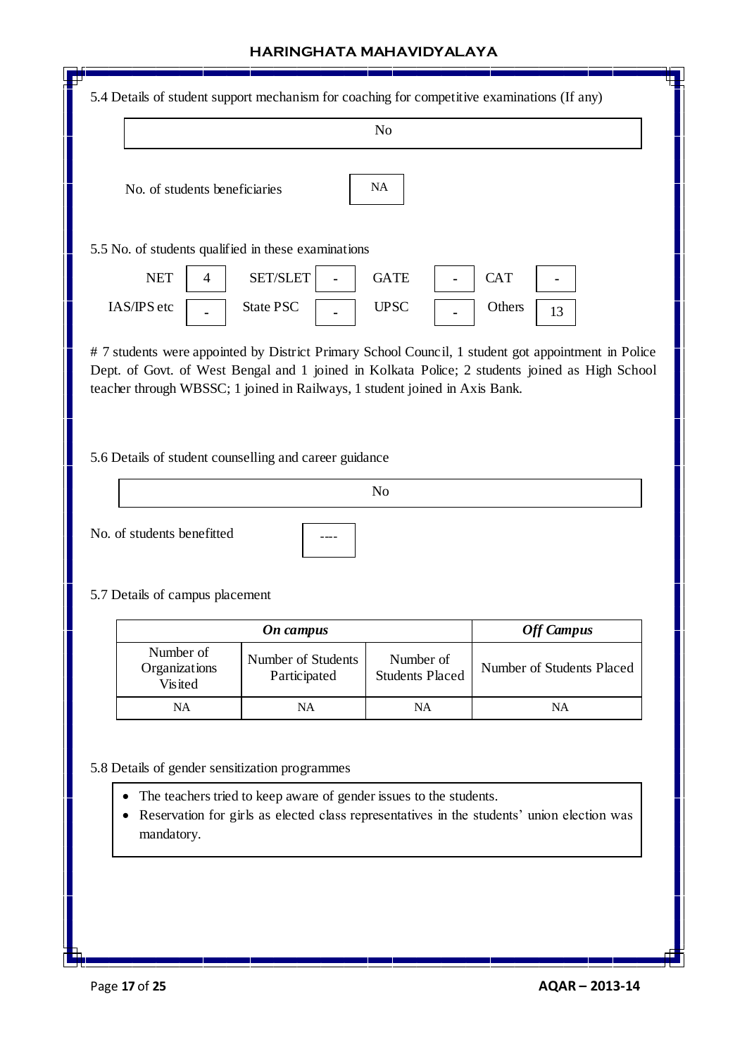5.4 Details of student support mechanism for coaching for competitive examinations (If any)

No

No. of students beneficiaries: NA

5.5 No. of students qualified in these examinations

| NET | 4 | SET/SLET | - | GATE | - | CAT | - |
|---|---|---|---|---|---|---|---|
| IAS/IPS etc | - | State PSC | - | UPSC | - | Others | 13 |

# 7 students were appointed by District Primary School Council, 1 student got appointment in Police Dept. of Govt. of West Bengal and 1 joined in Kolkata Police; 2 students joined as High School teacher through WBSSC; 1 joined in Railways, 1 student joined in Axis Bank.

5.6 Details of student counselling and career guidance

No

No. of students benefitted: ----

5.7 Details of campus placement

| *On campus* | | | *Off Campus* |
|---|---|---|---|
| Number of Organizations Visited | Number of Students Participated | Number of Students Placed | Number of Students Placed |
| NA | NA | NA | NA |

5.8 Details of gender sensitization programmes

- The teachers tried to keep aware of gender issues to the students.
- Reservation for girls as elected class representatives in the students' union election was mandatory.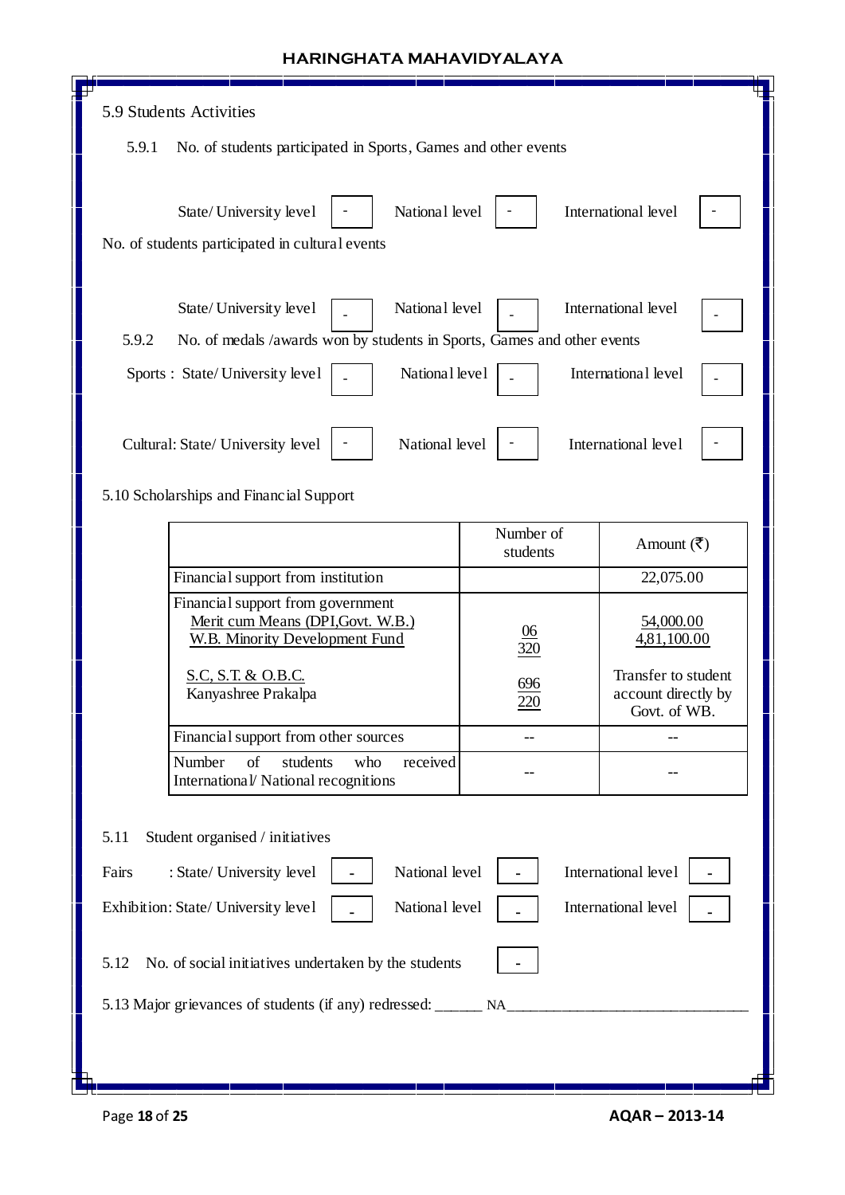## 5.9 Students Activities

5.9.1 No. of students participated in Sports, Games and other events

State/ University level - National level - International level -

No. of students participated in cultural events

State/ University level - National level - International level -

5.9.2 No. of medals /awards won by students in Sports, Games and other events

Sports : State/ University level - National level - International level -

Cultural: State/ University level - National level - International level -

## 5.10 Scholarships and Financial Support

| | Number of students | Amount (₹) |
|---|---|---|
| Financial support from institution | | 22,075.00 |
| Financial support from government<br>Merit cum Means (DPI,Govt. W.B.)<br>W.B. Minority Development Fund<br><br>S.C, S.T. & O.B.C.<br>Kanyashree Prakalpa | <br>06<br>320<br><br>696<br>220 | <br>54,000.00<br>4,81,100.00<br><br>Transfer to student account directly by Govt. of WB. |
| Financial support from other sources | -- | -- |
| Number of students who received International/ National recognitions | -- | -- |

5.11 Student organised / initiatives

Fairs : State/ University level - National level - International level -

Exhibition: State/ University level - National level - International level -

5.12 No. of social initiatives undertaken by the students -

5.13 Major grievances of students (if any) redressed: NA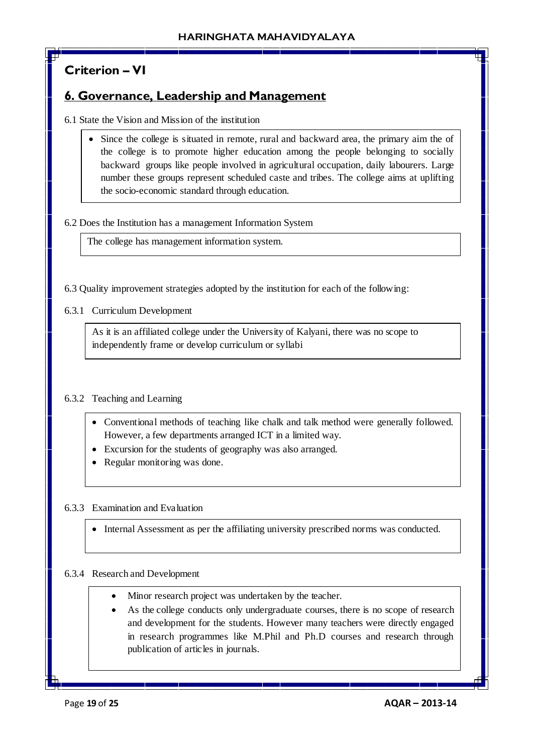## Criterion – VI

## 6. Governance, Leadership and Management

6.1 State the Vision and Mission of the institution

- Since the college is situated in remote, rural and backward area, the primary aim the of the college is to promote higher education among the people belonging to socially backward groups like people involved in agricultural occupation, daily labourers. Large number these groups represent scheduled caste and tribes. The college aims at uplifting the socio-economic standard through education.

6.2 Does the Institution has a management Information System

The college has management information system.

6.3 Quality improvement strategies adopted by the institution for each of the following:

6.3.1 Curriculum Development

As it is an affiliated college under the University of Kalyani, there was no scope to independently frame or develop curriculum or syllabi

6.3.2 Teaching and Learning

- Conventional methods of teaching like chalk and talk method were generally followed. However, a few departments arranged ICT in a limited way.
- Excursion for the students of geography was also arranged.
- Regular monitoring was done.

6.3.3 Examination and Evaluation

- Internal Assessment as per the affiliating university prescribed norms was conducted.

6.3.4 Research and Development

- Minor research project was undertaken by the teacher.
- As the college conducts only undergraduate courses, there is no scope of research and development for the students. However many teachers were directly engaged in research programmes like M.Phil and Ph.D courses and research through publication of articles in journals.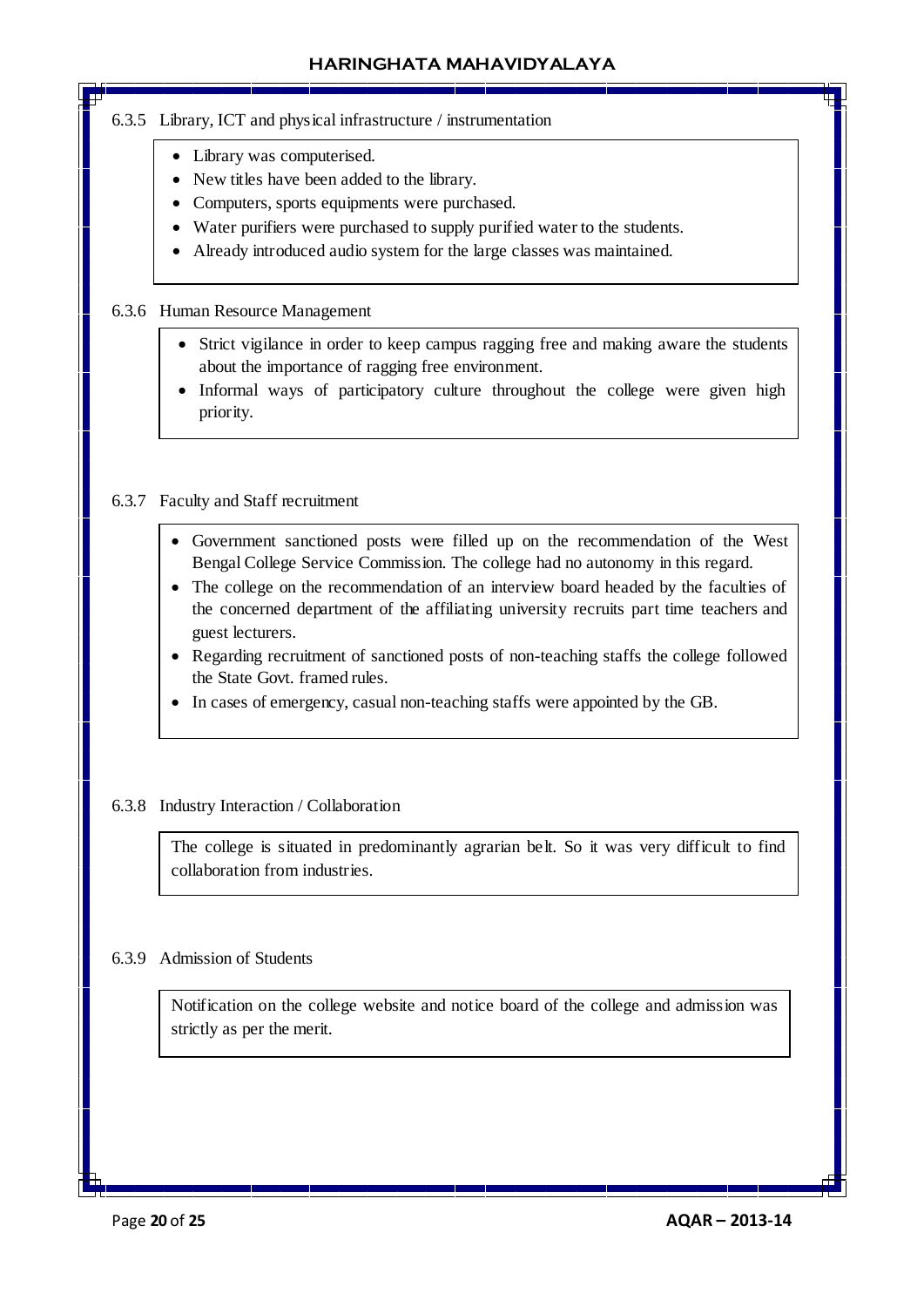6.3.5 Library, ICT and physical infrastructure / instrumentation

- Library was computerised.
- New titles have been added to the library.
- Computers, sports equipments were purchased.
- Water purifiers were purchased to supply purified water to the students.
- Already introduced audio system for the large classes was maintained.

6.3.6 Human Resource Management

- Strict vigilance in order to keep campus ragging free and making aware the students about the importance of ragging free environment.
- Informal ways of participatory culture throughout the college were given high priority.

6.3.7 Faculty and Staff recruitment

- Government sanctioned posts were filled up on the recommendation of the West Bengal College Service Commission. The college had no autonomy in this regard.
- The college on the recommendation of an interview board headed by the faculties of the concerned department of the affiliating university recruits part time teachers and guest lecturers.
- Regarding recruitment of sanctioned posts of non-teaching staffs the college followed the State Govt. framed rules.
- In cases of emergency, casual non-teaching staffs were appointed by the GB.

6.3.8 Industry Interaction / Collaboration

The college is situated in predominantly agrarian belt. So it was very difficult to find collaboration from industries.

6.3.9 Admission of Students

Notification on the college website and notice board of the college and admission was strictly as per the merit.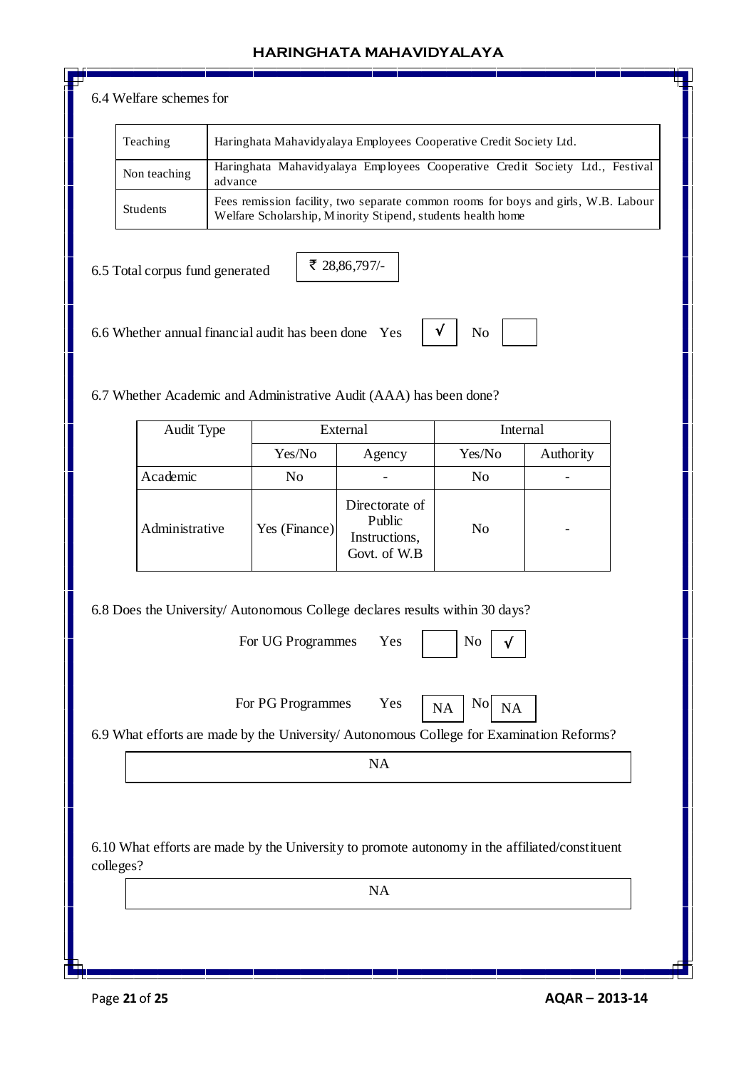6.4 Welfare schemes for

| | |
|---|---|
| Teaching | Haringhata Mahavidyalaya Employees Cooperative Credit Society Ltd. |
| Non teaching | Haringhata Mahavidyalaya Employees Cooperative Credit Society Ltd., Festival advance |
| Students | Fees remission facility, two separate common rooms for boys and girls, W.B. Labour Welfare Scholarship, Minority Stipend, students health home |

6.5 Total corpus fund generated ₹ 28,86,797/-

6.6 Whether annual financial audit has been done Yes √ No

6.7 Whether Academic and Administrative Audit (AAA) has been done?

| Audit Type | External | | Internal | |
|---|---|---|---|---|
| | Yes/No | Agency | Yes/No | Authority |
| Academic | No | - | No | - |
| Administrative | Yes (Finance) | Directorate of Public Instructions, Govt. of W.B | No | - |

6.8 Does the University/ Autonomous College declares results within 30 days?

For UG Programmes Yes No √

For PG Programmes Yes NA No NA

6.9 What efforts are made by the University/ Autonomous College for Examination Reforms?

NA

6.10 What efforts are made by the University to promote autonomy in the affiliated/constituent colleges?

NA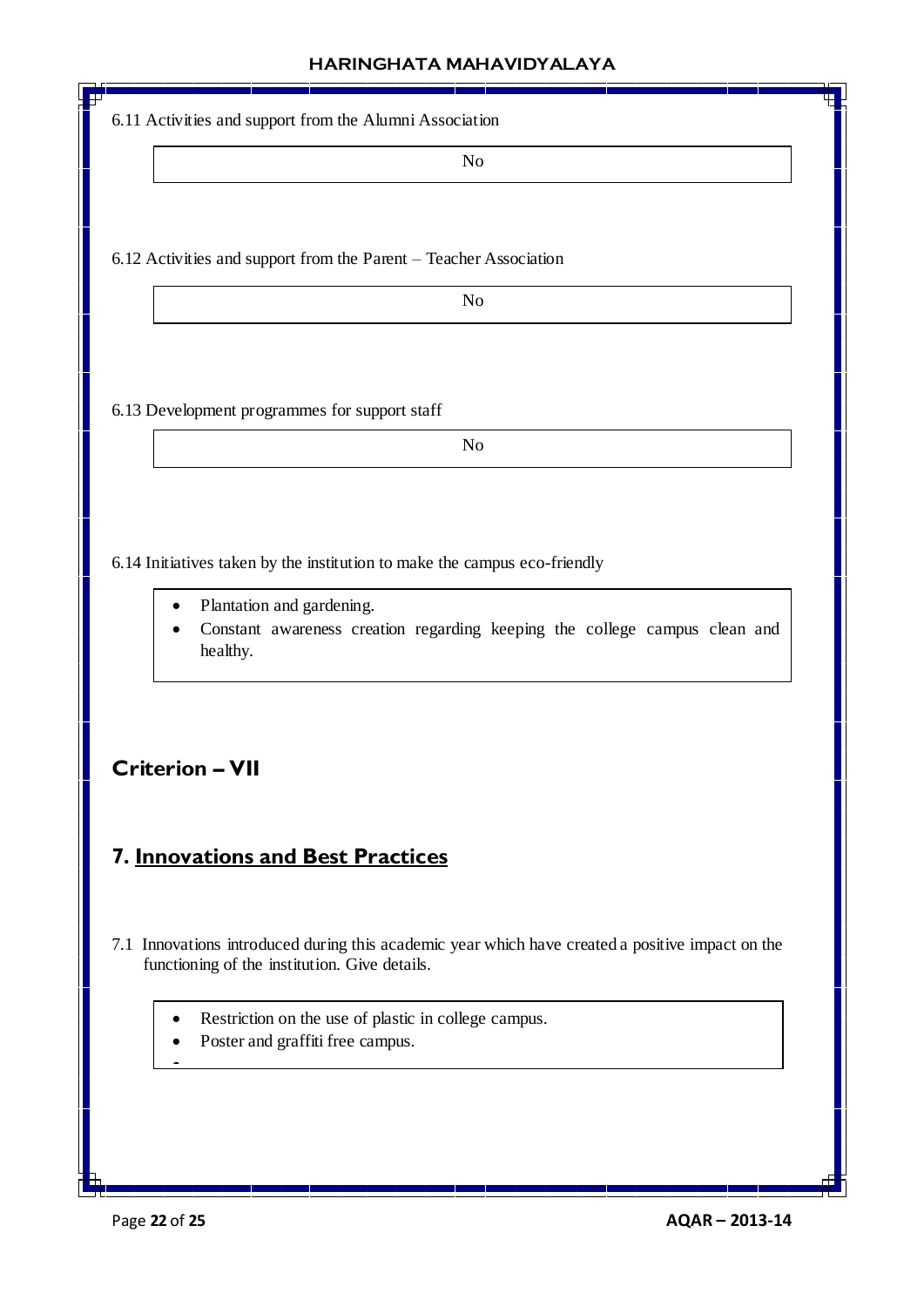6.11 Activities and support from the Alumni Association

No

6.12 Activities and support from the Parent – Teacher Association

No

6.13 Development programmes for support staff

No

6.14 Initiatives taken by the institution to make the campus eco-friendly

- Plantation and gardening.
- Constant awareness creation regarding keeping the college campus clean and healthy.

## Criterion – VII

## 7. Innovations and Best Practices

7.1 Innovations introduced during this academic year which have created a positive impact on the functioning of the institution. Give details.

- Restriction on the use of plastic in college campus.
- Poster and graffiti free campus.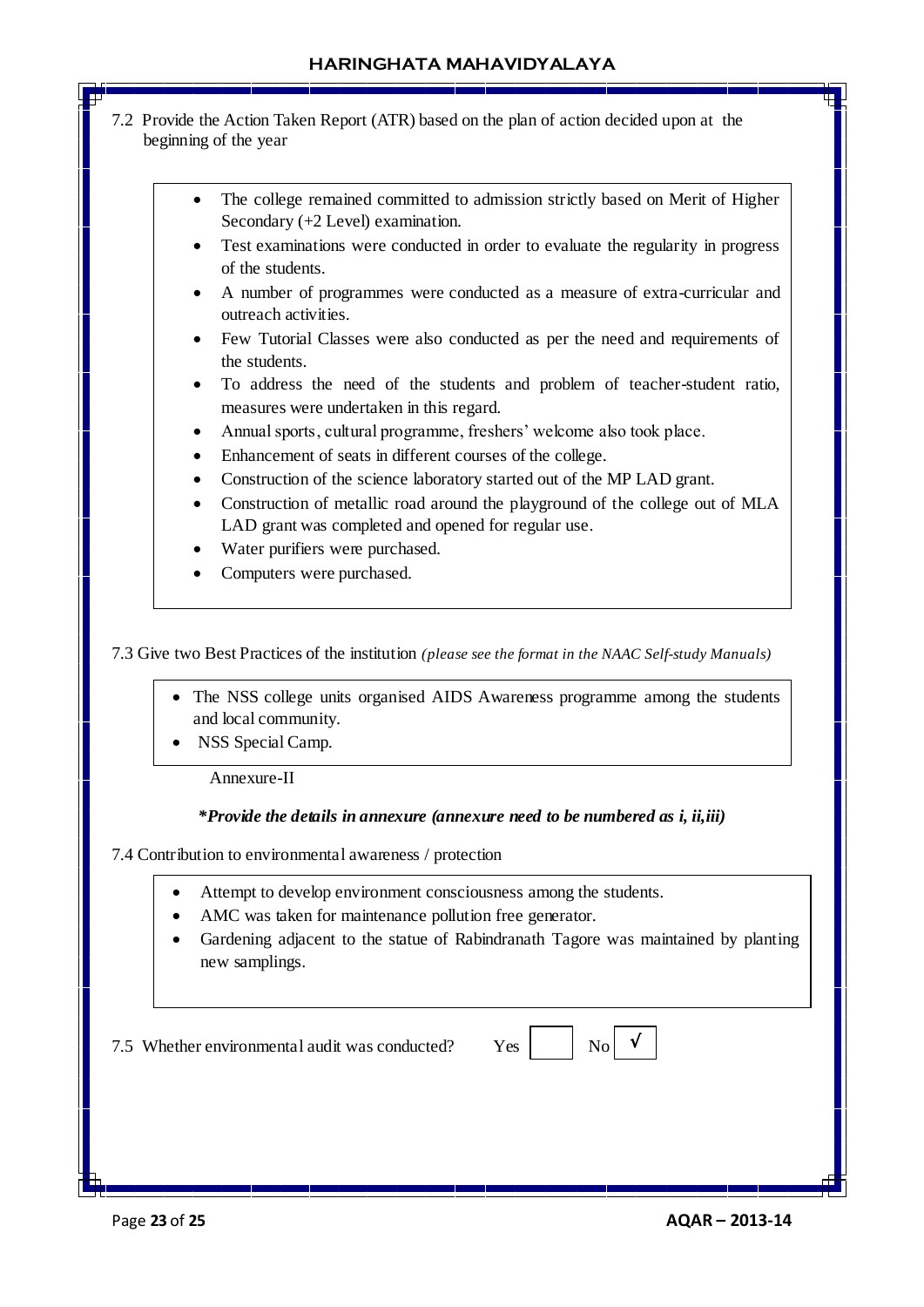7.2 Provide the Action Taken Report (ATR) based on the plan of action decided upon at the beginning of the year

- The college remained committed to admission strictly based on Merit of Higher Secondary (+2 Level) examination.
- Test examinations were conducted in order to evaluate the regularity in progress of the students.
- A number of programmes were conducted as a measure of extra-curricular and outreach activities.
- Few Tutorial Classes were also conducted as per the need and requirements of the students.
- To address the need of the students and problem of teacher-student ratio, measures were undertaken in this regard.
- Annual sports, cultural programme, freshers' welcome also took place.
- Enhancement of seats in different courses of the college.
- Construction of the science laboratory started out of the MP LAD grant.
- Construction of metallic road around the playground of the college out of MLA LAD grant was completed and opened for regular use.
- Water purifiers were purchased.
- Computers were purchased.

7.3 Give two Best Practices of the institution *(please see the format in the NAAC Self-study Manuals)*

- The NSS college units organised AIDS Awareness programme among the students and local community.
- NSS Special Camp.

Annexure-II

***Provide the details in annexure (annexure need to be numbered as i, ii,iii)***

7.4 Contribution to environmental awareness / protection

- Attempt to develop environment consciousness among the students.
- AMC was taken for maintenance pollution free generator.
- Gardening adjacent to the statue of Rabindranath Tagore was maintained by planting new samplings.

7.5 Whether environmental audit was conducted? Yes [ ] No [√]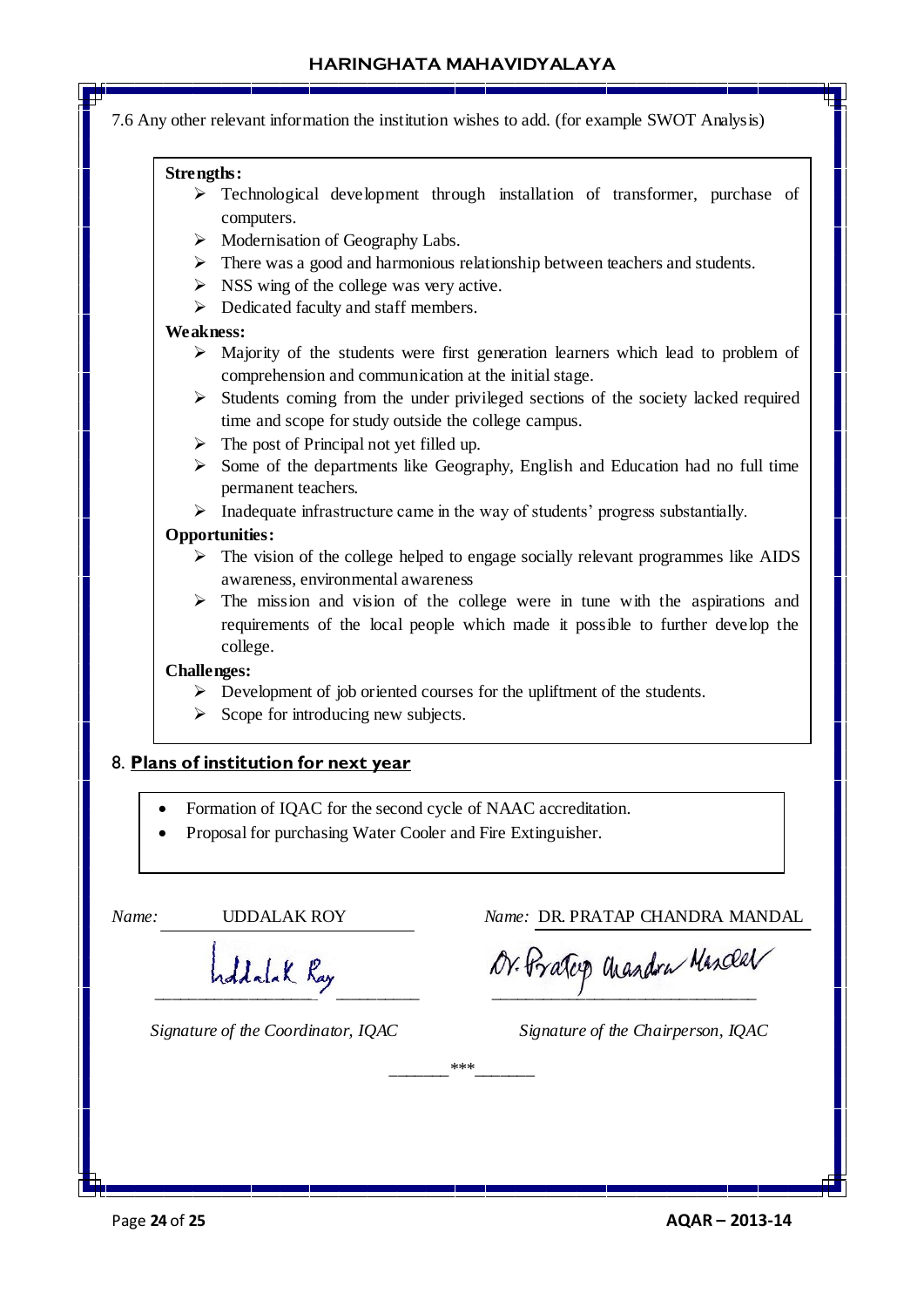7.6 Any other relevant information the institution wishes to add. (for example SWOT Analysis)

**Strengths:**

- Technological development through installation of transformer, purchase of computers.
- Modernisation of Geography Labs.
- There was a good and harmonious relationship between teachers and students.
- NSS wing of the college was very active.
- Dedicated faculty and staff members.

**Weakness:**

- Majority of the students were first generation learners which lead to problem of comprehension and communication at the initial stage.
- Students coming from the under privileged sections of the society lacked required time and scope for study outside the college campus.
- The post of Principal not yet filled up.
- Some of the departments like Geography, English and Education had no full time permanent teachers.
- Inadequate infrastructure came in the way of students' progress substantially.

**Opportunities:**

- The vision of the college helped to engage socially relevant programmes like AIDS awareness, environmental awareness
- The mission and vision of the college were in tune with the aspirations and requirements of the local people which made it possible to further develop the college.

**Challenges:**

- Development of job oriented courses for the upliftment of the students.
- Scope for introducing new subjects.

## 8. Plans of institution for next year

- Formation of IQAC for the second cycle of NAAC accreditation.
- Proposal for purchasing Water Cooler and Fire Extinguisher.

*Name:* UDDALAK ROY

Uddalak Roy

*Signature of the Coordinator, IQAC*

*Name:* DR. PRATAP CHANDRA MANDAL

Dr. Pratap Chandra Mandal

*Signature of the Chairperson, IQAC*

\_\_\_\_\_\_\_***\_\_\_\_\_\_\_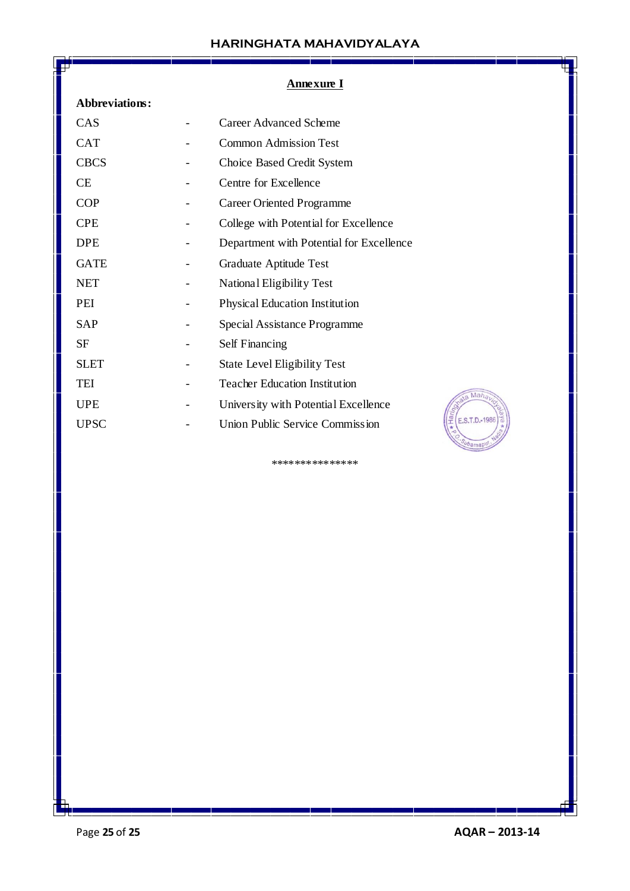## Annexure I

**Abbreviations:**

| | | |
|---|---|---|
| CAS | - | Career Advanced Scheme |
| CAT | - | Common Admission Test |
| CBCS | - | Choice Based Credit System |
| CE | - | Centre for Excellence |
| COP | - | Career Oriented Programme |
| CPE | - | College with Potential for Excellence |
| DPE | - | Department with Potential for Excellence |
| GATE | - | Graduate Aptitude Test |
| NET | - | National Eligibility Test |
| PEI | - | Physical Education Institution |
| SAP | - | Special Assistance Programme |
| SF | - | Self Financing |
| SLET | - | State Level Eligibility Test |
| TEI | - | Teacher Education Institution |
| UPE | - | University with Potential Excellence |
| UPSC | - | Union Public Service Commission |

***************